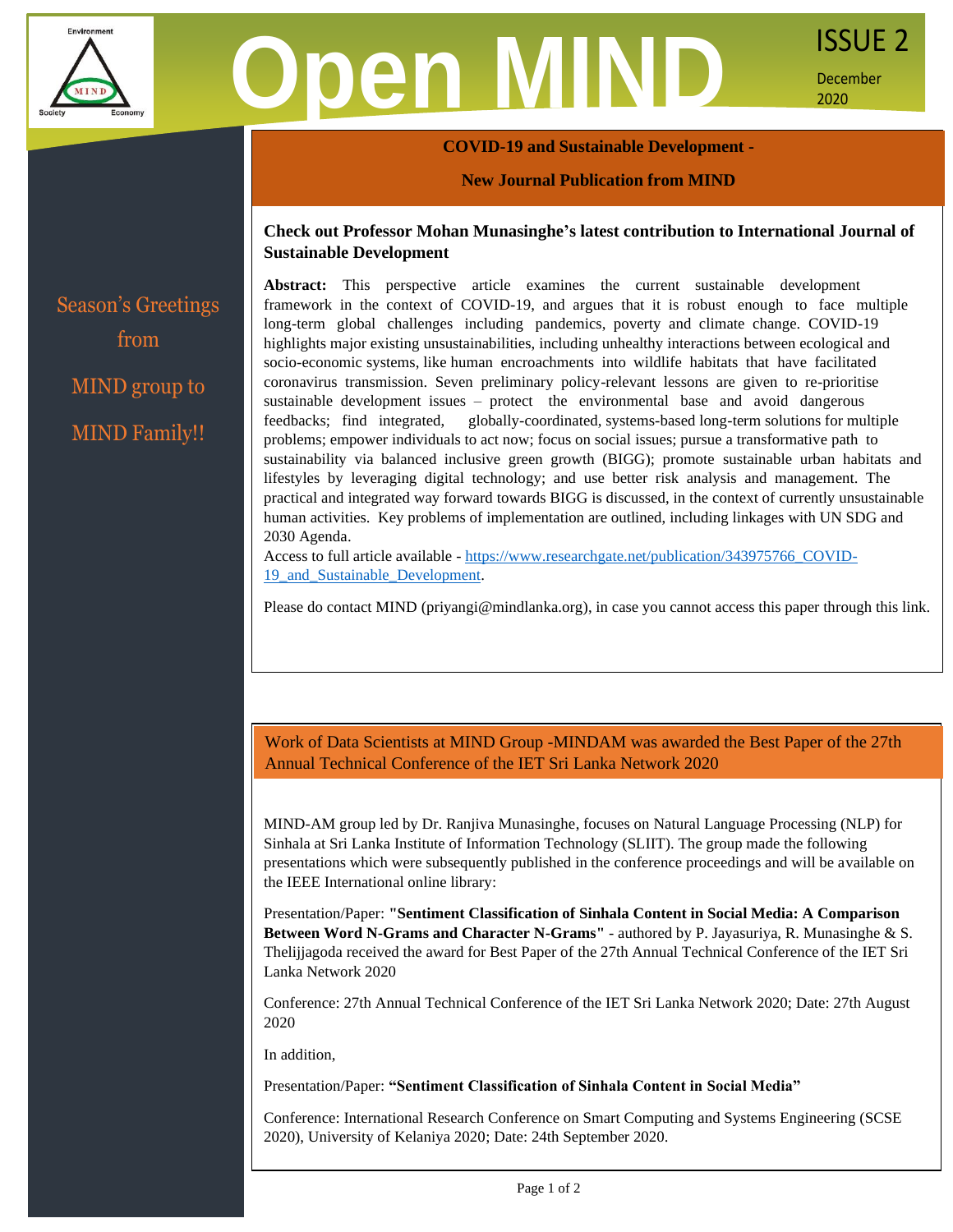# Open MIND

**ISSUE 2**

December 2020

Season's Greetings from MIND group to MIND Family!!

## COVID-19 and Sustainable Development - New Journal Publication from MIND

**Check out Professor Mohan Munasinghe's latest contribution to International Journal of Sustainable Development**

**Abstract:** This perspective article examines the current sustainable development framework in the context of COVID-19, and argues that it is robust enough to face multiple long-term global challenges including pandemics, poverty and climate change. COVID-19 highlights major existing unsustainabilities, including unhealthy interactions between ecological and socio-economic systems, like human encroachments into wildlife habitats that have facilitated coronavirus transmission. Seven preliminary policy-relevant lessons are given to re-prioritise sustainable development issues – protect the environmental base and avoid dangerous feedbacks; find integrated, globally-coordinated, systems-based long-term solutions for multiple problems; empower individuals to act now; focus on social issues; pursue a transformative path to sustainability via balanced inclusive green growth (BIGG); promote sustainable urban habitats and lifestyles by leveraging digital technology; and use better risk analysis and management. The practical and integrated way forward towards BIGG is discussed, in the context of currently unsustainable human activities. Key problems of implementation are outlined, including linkages with UN SDG and 2030 Agenda.

Access to full article available - https://www.researchgate.net/publication/343975766_COVID-19_and_Sustainable_Development.

Please do contact MIND (priyangi@mindlanka.org), in case you cannot access this paper through this link.

## Work of Data Scientists at MIND Group -MINDAM was awarded the Best Paper of the 27th Annual Technical Conference of the IET Sri Lanka Network 2020

MIND-AM group led by Dr. Ranjiva Munasinghe, focuses on Natural Language Processing (NLP) for Sinhala at Sri Lanka Institute of Information Technology (SLIIT). The group made the following presentations which were subsequently published in the conference proceedings and will be available on the IEEE International online library:

Presentation/Paper: **"Sentiment Classification of Sinhala Content in Social Media: A Comparison Between Word N-Grams and Character N-Grams"** - authored by P. Jayasuriya, R. Munasinghe & S. Thelijjagoda received the award for Best Paper of the 27th Annual Technical Conference of the IET Sri Lanka Network 2020

Conference: 27th Annual Technical Conference of the IET Sri Lanka Network 2020; Date: 27th August 2020

In addition,

Presentation/Paper: **"Sentiment Classification of Sinhala Content in Social Media"**

Conference: International Research Conference on Smart Computing and Systems Engineering (SCSE 2020), University of Kelaniya 2020; Date: 24th September 2020.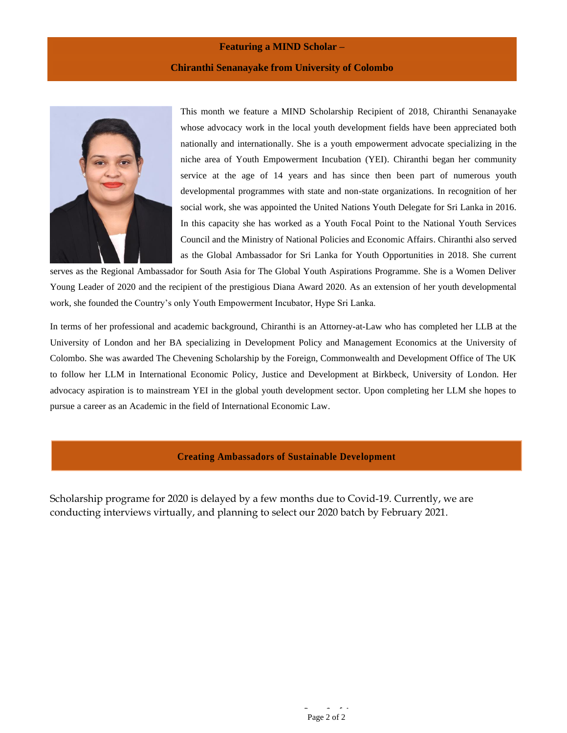## Featuring a MIND Scholar –

## Chiranthi Senanayake from University of Colombo

This month we feature a MIND Scholarship Recipient of 2018, Chiranthi Senanayake whose advocacy work in the local youth development fields have been appreciated both nationally and internationally. She is a youth empowerment advocate specializing in the niche area of Youth Empowerment Incubation (YEI). Chiranthi began her community service at the age of 14 years and has since then been part of numerous youth developmental programmes with state and non-state organizations. In recognition of her social work, she was appointed the United Nations Youth Delegate for Sri Lanka in 2016. In this capacity she has worked as a Youth Focal Point to the National Youth Services Council and the Ministry of National Policies and Economic Affairs. Chiranthi also served as the Global Ambassador for Sri Lanka for Youth Opportunities in 2018. She current serves as the Regional Ambassador for South Asia for The Global Youth Aspirations Programme. She is a Women Deliver Young Leader of 2020 and the recipient of the prestigious Diana Award 2020. As an extension of her youth developmental work, she founded the Country's only Youth Empowerment Incubator, Hype Sri Lanka.

In terms of her professional and academic background, Chiranthi is an Attorney-at-Law who has completed her LLB at the University of London and her BA specializing in Development Policy and Management Economics at the University of Colombo. She was awarded The Chevening Scholarship by the Foreign, Commonwealth and Development Office of The UK to follow her LLM in International Economic Policy, Justice and Development at Birkbeck, University of London. Her advocacy aspiration is to mainstream YEI in the global youth development sector. Upon completing her LLM she hopes to pursue a career as an Academic in the field of International Economic Law.

## Creating Ambassadors of Sustainable Development

Scholarship programe for 2020 is delayed by a few months due to Covid-19. Currently, we are conducting interviews virtually, and planning to select our 2020 batch by February 2021.